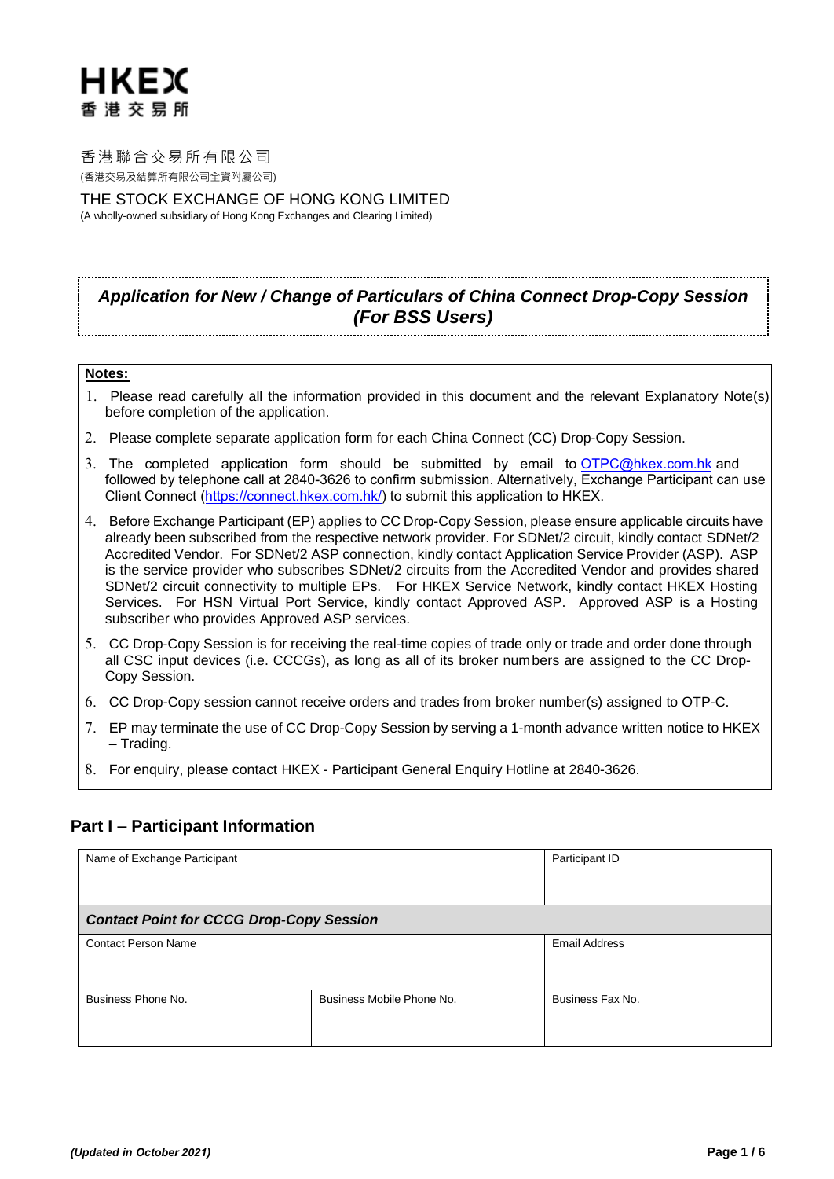**HKEX**
**香港交易所**

香港聯合交易所有限公司
(香港交易及結算所有限公司全資附屬公司)

THE STOCK EXCHANGE OF HONG KONG LIMITED
(A wholly-owned subsidiary of Hong Kong Exchanges and Clearing Limited)

# *Application for New / Change of Particulars of China Connect Drop-Copy Session (For BSS Users)*

**Notes:**

1. Please read carefully all the information provided in this document and the relevant Explanatory Note(s) before completion of the application.
2. Please complete separate application form for each China Connect (CC) Drop-Copy Session.
3. The completed application form should be submitted by email to OTPC@hkex.com.hk and followed by telephone call at 2840-3626 to confirm submission. Alternatively, Exchange Participant can use Client Connect (https://connect.hkex.com.hk/) to submit this application to HKEX.
4. Before Exchange Participant (EP) applies to CC Drop-Copy Session, please ensure applicable circuits have already been subscribed from the respective network provider. For SDNet/2 circuit, kindly contact SDNet/2 Accredited Vendor. For SDNet/2 ASP connection, kindly contact Application Service Provider (ASP). ASP is the service provider who subscribes SDNet/2 circuits from the Accredited Vendor and provides shared SDNet/2 circuit connectivity to multiple EPs. For HKEX Service Network, kindly contact HKEX Hosting Services. For HSN Virtual Port Service, kindly contact Approved ASP. Approved ASP is a Hosting subscriber who provides Approved ASP services.
5. CC Drop-Copy Session is for receiving the real-time copies of trade only or trade and order done through all CSC input devices (i.e. CCCGs), as long as all of its broker numbers are assigned to the CC Drop-Copy Session.
6. CC Drop-Copy session cannot receive orders and trades from broker number(s) assigned to OTP-C.
7. EP may terminate the use of CC Drop-Copy Session by serving a 1-month advance written notice to HKEX – Trading.
8. For enquiry, please contact HKEX - Participant General Enquiry Hotline at 2840-3626.

## Part I – Participant Information

| Name of Exchange Participant | | Participant ID |
|---|---|---|
| | | |
| ***Contact Point for CCCG Drop-Copy Session*** | | |
| Contact Person Name | | Email Address |
| Business Phone No. | Business Mobile Phone No. | Business Fax No. |
| | | |

*(Updated in October 2021)*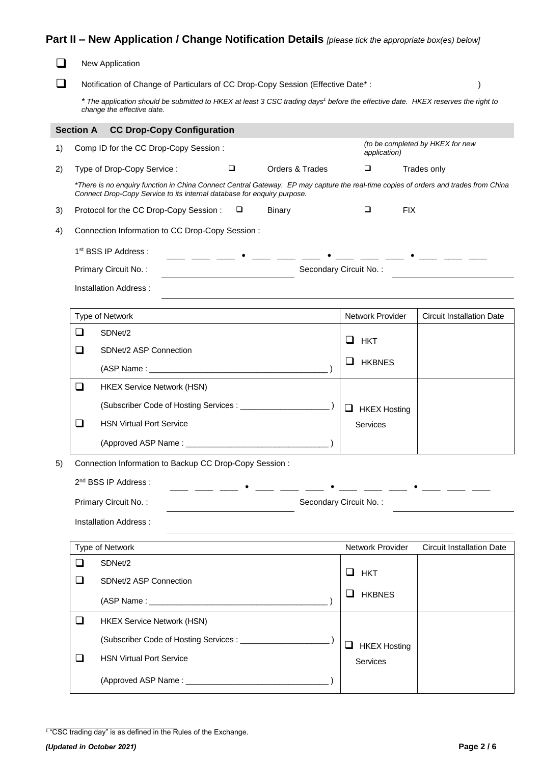## Part II – New Application / Change Notification Details *[please tick the appropriate box(es) below]*

☐ New Application

☐ Notification of Change of Particulars of CC Drop-Copy Session (Effective Date* : )

\* *The application should be submitted to HKEX at least 3 CSC trading days[1] before the effective date. HKEX reserves the right to change the effective date.*

### Section A CC Drop-Copy Configuration

1) Comp ID for the CC Drop-Copy Session : *(to be completed by HKEX for new application)*

2) Type of Drop-Copy Service : ☐ Orders & Trades ☐ Trades only

*\*There is no enquiry function in China Connect Central Gateway. EP may capture the real-time copies of orders and trades from China Connect Drop-Copy Service to its internal database for enquiry purpose.*

3) Protocol for the CC Drop-Copy Session : ☐ Binary ☐ FIX

4) Connection Information to CC Drop-Copy Session :

1st BSS IP Address : ____ ____ ____ • ____ ____ ____ • ____ ____ ____ • ____ ____ ____

Primary Circuit No. : ______________ Secondary Circuit No. : ______________

Installation Address : ______________

| Type of Network | Network Provider | Circuit Installation Date |
|---|---|---|
| ☐ SDNet/2<br>☐ SDNet/2 ASP Connection<br>(ASP Name : ______________ ) | ☐ HKT<br>☐ HKBNES | |
| ☐ HKEX Service Network (HSN)<br>(Subscriber Code of Hosting Services : ______________ )<br>☐ HSN Virtual Port Service<br>(Approved ASP Name : ______________ ) | ☐ HKEX Hosting Services | |

5) Connection Information to Backup CC Drop-Copy Session :

2nd BSS IP Address : ____ ____ ____ • ____ ____ ____ • ____ ____ ____ • ____ ____ ____

Primary Circuit No. : ______________ Secondary Circuit No. : ______________

Installation Address : ______________

| Type of Network | Network Provider | Circuit Installation Date |
|---|---|---|
| ☐ SDNet/2<br>☐ SDNet/2 ASP Connection<br>(ASP Name : ______________ ) | ☐ HKT<br>☐ HKBNES | |
| ☐ HKEX Service Network (HSN)<br>(Subscriber Code of Hosting Services : ______________ )<br>☐ HSN Virtual Port Service<br>(Approved ASP Name : ______________ ) | ☐ HKEX Hosting Services | |

[1] "CSC trading day" is as defined in the Rules of the Exchange.

*(Updated in October 2021)*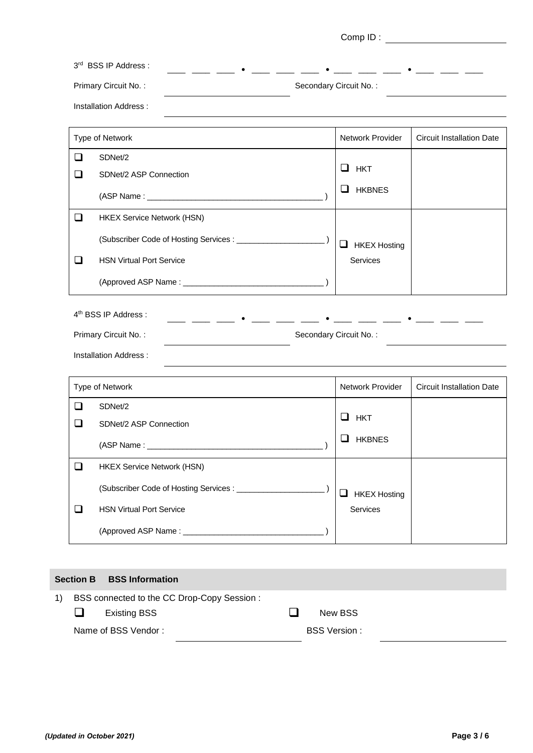Comp ID : ____________________

3rd BSS IP Address : \_\_\_ \_\_\_ \_\_\_ • \_\_\_ \_\_\_ \_\_\_ • \_\_\_ \_\_\_ \_\_\_ • \_\_\_ \_\_\_ \_\_\_

Primary Circuit No. : ____________________ Secondary Circuit No. : ____________________

Installation Address : ________________________________________

| Type of Network | Network Provider | Circuit Installation Date |
|---|---|---|
| ❑ SDNet/2<br>❑ SDNet/2 ASP Connection<br>(ASP Name : ________________________ ) | ❑ HKT<br>❑ HKBNES | |
| ❑ HKEX Service Network (HSN)<br>(Subscriber Code of Hosting Services : ____________ )<br>❑ HSN Virtual Port Service<br>(Approved ASP Name : ____________________ ) | ❑ HKEX Hosting Services | |

4th BSS IP Address : \_\_\_ \_\_\_ \_\_\_ • \_\_\_ \_\_\_ \_\_\_ • \_\_\_ \_\_\_ \_\_\_ • \_\_\_ \_\_\_ \_\_\_

Primary Circuit No. : ____________________ Secondary Circuit No. : ____________________

Installation Address : ________________________________________

| Type of Network | Network Provider | Circuit Installation Date |
|---|---|---|
| ❑ SDNet/2<br>❑ SDNet/2 ASP Connection<br>(ASP Name : ________________________ ) | ❑ HKT<br>❑ HKBNES | |
| ❑ HKEX Service Network (HSN)<br>(Subscriber Code of Hosting Services : ____________ )<br>❑ HSN Virtual Port Service<br>(Approved ASP Name : ____________________ ) | ❑ HKEX Hosting Services | |

## Section B BSS Information

1) BSS connected to the CC Drop-Copy Session :

❑ Existing BSS ❑ New BSS

Name of BSS Vendor : ____________________ BSS Version : ____________________

*(Updated in October 2021)*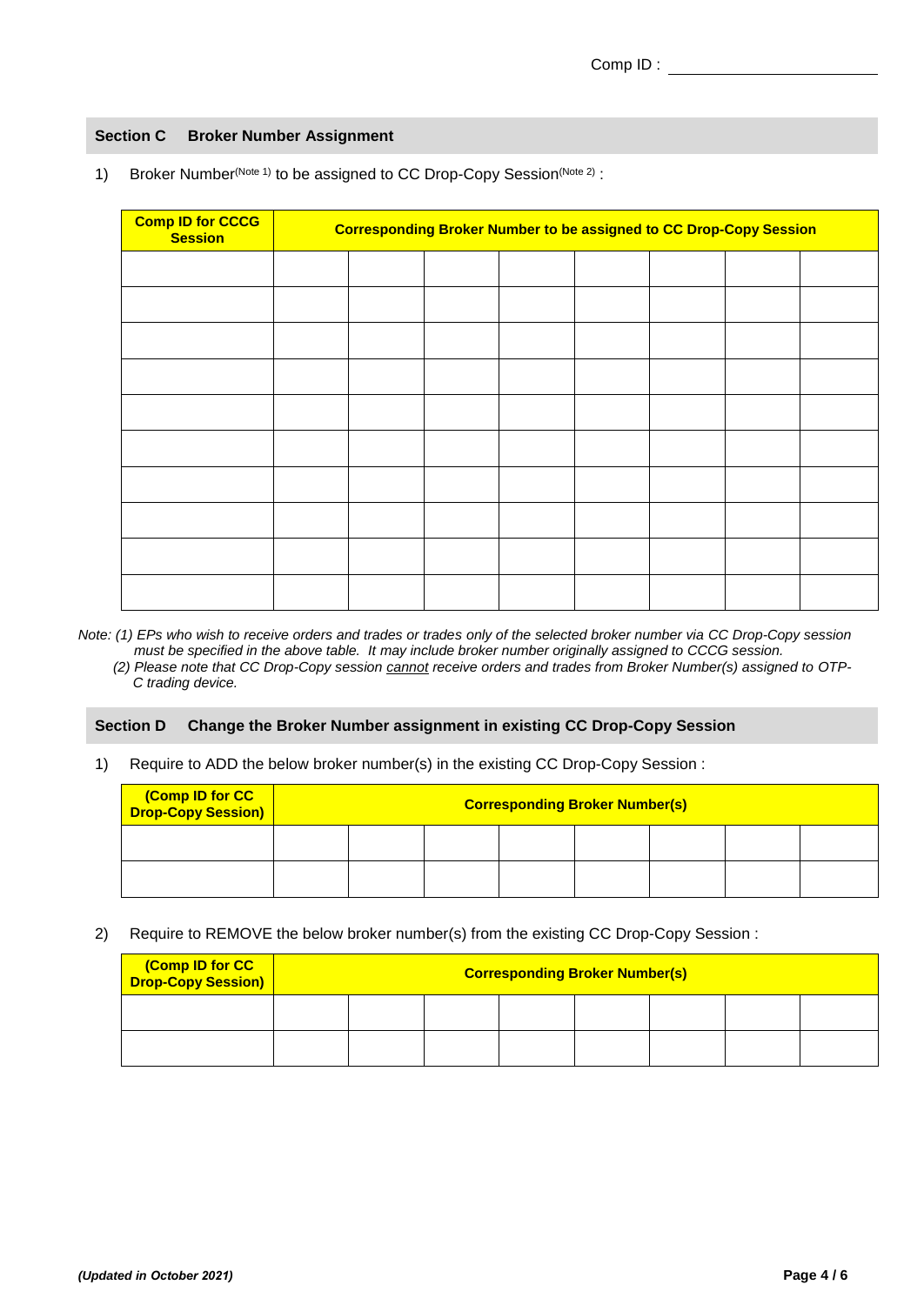Comp ID : ______________________

## Section C Broker Number Assignment

1) Broker Number(Note 1) to be assigned to CC Drop-Copy Session(Note 2) :

| Comp ID for CCCG Session | Corresponding Broker Number to be assigned to CC Drop-Copy Session | | | | | | | |
|---|---|---|---|---|---|---|---|---|
| | | | | | | | | |
| | | | | | | | | |
| | | | | | | | | |
| | | | | | | | | |
| | | | | | | | | |
| | | | | | | | | |
| | | | | | | | | |
| | | | | | | | | |
| | | | | | | | | |
| | | | | | | | | |

*Note: (1) EPs who wish to receive orders and trades or trades only of the selected broker number via CC Drop-Copy session must be specified in the above table. It may include broker number originally assigned to CCCG session.*
*(2) Please note that CC Drop-Copy session cannot receive orders and trades from Broker Number(s) assigned to OTP-C trading device.*

## Section D Change the Broker Number assignment in existing CC Drop-Copy Session

1) Require to ADD the below broker number(s) in the existing CC Drop-Copy Session :

| (Comp ID for CC Drop-Copy Session) | Corresponding Broker Number(s) | | | | | | | |
|---|---|---|---|---|---|---|---|---|
| | | | | | | | | |
| | | | | | | | | |

2) Require to REMOVE the below broker number(s) from the existing CC Drop-Copy Session :

| (Comp ID for CC Drop-Copy Session) | Corresponding Broker Number(s) | | | | | | | |
|---|---|---|---|---|---|---|---|---|
| | | | | | | | | |
| | | | | | | | | |

*(Updated in October 2021)*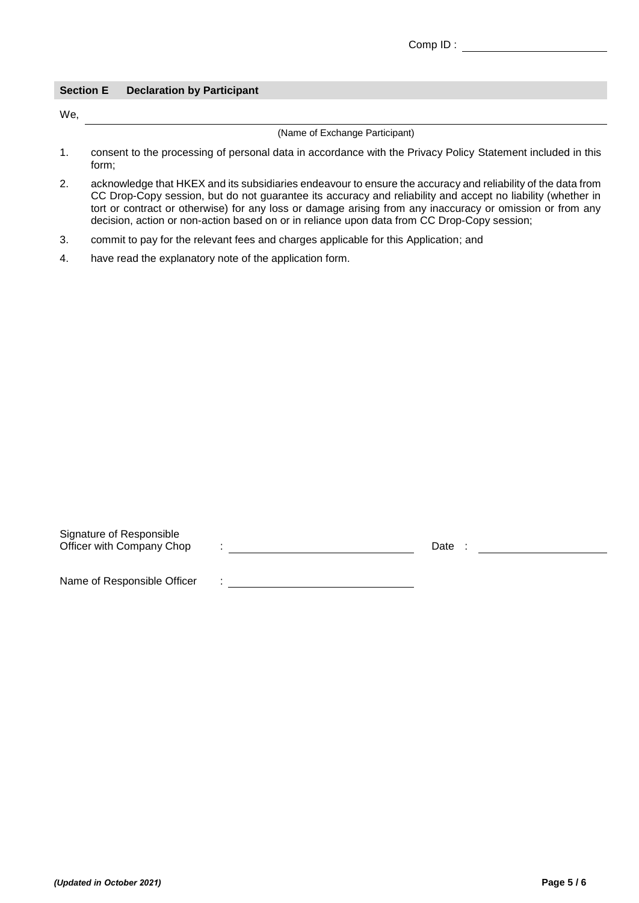Comp ID : \_\_\_\_\_\_\_\_\_\_\_\_\_\_\_\_\_\_\_\_

## Section E Declaration by Participant

We, \_\_\_\_\_\_\_\_\_\_\_\_\_\_\_\_\_\_\_\_\_\_\_\_\_\_\_\_\_\_\_\_\_\_\_\_\_\_\_\_

(Name of Exchange Participant)

1. consent to the processing of personal data in accordance with the Privacy Policy Statement included in this form;
2. acknowledge that HKEX and its subsidiaries endeavour to ensure the accuracy and reliability of the data from CC Drop-Copy session, but do not guarantee its accuracy and reliability and accept no liability (whether in tort or contract or otherwise) for any loss or damage arising from any inaccuracy or omission or from any decision, action or non-action based on or in reliance upon data from CC Drop-Copy session;
3. commit to pay for the relevant fees and charges applicable for this Application; and
4. have read the explanatory note of the application form.

Signature of Responsible Officer with Company Chop : \_\_\_\_\_\_\_\_\_\_\_\_\_\_\_\_\_\_\_\_ Date : \_\_\_\_\_\_\_\_\_\_\_\_\_\_\_\_\_\_\_\_

Name of Responsible Officer : \_\_\_\_\_\_\_\_\_\_\_\_\_\_\_\_\_\_\_\_

*(Updated in October 2021)*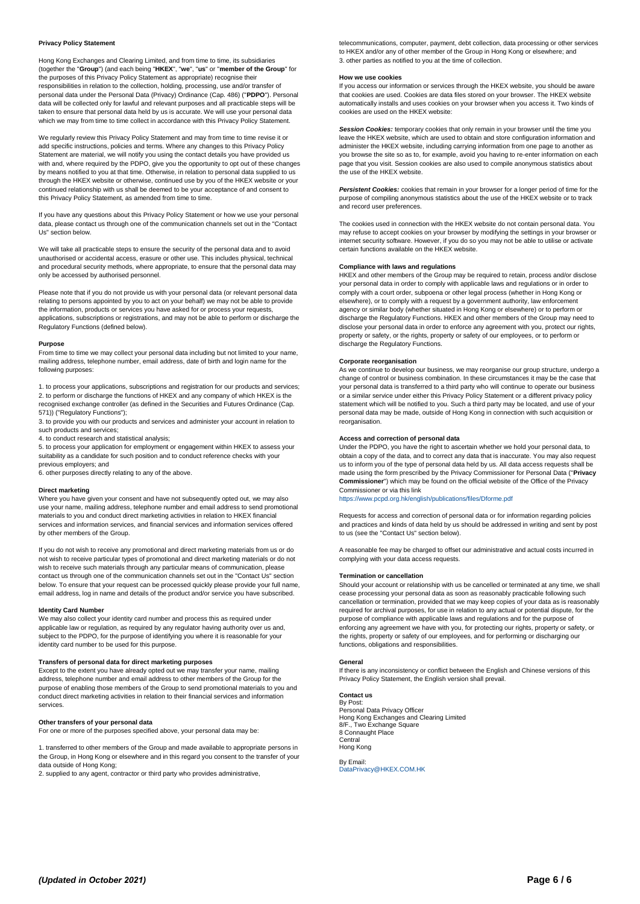## Privacy Policy Statement

Hong Kong Exchanges and Clearing Limited, and from time to time, its subsidiaries (together the "**Group**") (and each being "**HKEX**", "**we**", "**us**" or "**member of the Group**" for the purposes of this Privacy Policy Statement as appropriate) recognise their responsibilities in relation to the collection, holding, processing, use and/or transfer of personal data under the Personal Data (Privacy) Ordinance (Cap. 486) ("**PDPO**"). Personal data will be collected only for lawful and relevant purposes and all practicable steps will be taken to ensure that personal data held by us is accurate. We will use your personal data which we may from time to time collect in accordance with this Privacy Policy Statement.

We regularly review this Privacy Policy Statement and may from time to time revise it or add specific instructions, policies and terms. Where any changes to this Privacy Policy Statement are material, we will notify you using the contact details you have provided us with and, where required by the PDPO, give you the opportunity to opt out of these changes by means notified to you at that time. Otherwise, in relation to personal data supplied to us through the HKEX website or otherwise, continued use by you of the HKEX website or your continued relationship with us shall be deemed to be your acceptance of and consent to this Privacy Policy Statement, as amended from time to time.

If you have any questions about this Privacy Policy Statement or how we use your personal data, please contact us through one of the communication channels set out in the "Contact Us" section below.

We will take all practicable steps to ensure the security of the personal data and to avoid unauthorised or accidental access, erasure or other use. This includes physical, technical and procedural security methods, where appropriate, to ensure that the personal data may only be accessed by authorised personnel.

Please note that if you do not provide us with your personal data (or relevant personal data relating to persons appointed by you to act on your behalf) we may not be able to provide the information, products or services you have asked for or process your requests, applications, subscriptions or registrations, and may not be able to perform or discharge the Regulatory Functions (defined below).

### Purpose

From time to time we may collect your personal data including but not limited to your name, mailing address, telephone number, email address, date of birth and login name for the following purposes:

1. to process your applications, subscriptions and registration for our products and services;
2. to perform or discharge the functions of HKEX and any company of which HKEX is the recognised exchange controller (as defined in the Securities and Futures Ordinance (Cap. 571)) ("Regulatory Functions");
3. to provide you with our products and services and administer your account in relation to such products and services;
4. to conduct research and statistical analysis;
5. to process your application for employment or engagement within HKEX to assess your suitability as a candidate for such position and to conduct reference checks with your previous employers; and
6. other purposes directly relating to any of the above.

### Direct marketing

Where you have given your consent and have not subsequently opted out, we may also use your name, mailing address, telephone number and email address to send promotional materials to you and conduct direct marketing activities in relation to HKEX financial services and information services, and financial services and information services offered by other members of the Group.

If you do not wish to receive any promotional and direct marketing materials from us or do not wish to receive particular types of promotional and direct marketing materials or do not wish to receive such materials through any particular means of communication, please contact us through one of the communication channels set out in the "Contact Us" section below. To ensure that your request can be processed quickly please provide your full name, email address, log in name and details of the product and/or service you have subscribed.

### Identity Card Number

We may also collect your identity card number and process this as required under applicable law or regulation, as required by any regulator having authority over us and, subject to the PDPO, for the purpose of identifying you where it is reasonable for your identity card number to be used for this purpose.

### Transfers of personal data for direct marketing purposes

Except to the extent you have already opted out we may transfer your name, mailing address, telephone number and email address to other members of the Group for the purpose of enabling those members of the Group to send promotional materials to you and conduct direct marketing activities in relation to their financial services and information services.

### Other transfers of your personal data

For one or more of the purposes specified above, your personal data may be:

1. transferred to other members of the Group and made available to appropriate persons in the Group, in Hong Kong or elsewhere and in this regard you consent to the transfer of your data outside of Hong Kong;
2. supplied to any agent, contractor or third party who provides administrative, telecommunications, computer, payment, debt collection, data processing or other services to HKEX and/or any of other member of the Group in Hong Kong or elsewhere; and
3. other parties as notified to you at the time of collection.

### How we use cookies

If you access our information or services through the HKEX website, you should be aware that cookies are used. Cookies are data files stored on your browser. The HKEX website automatically installs and uses cookies on your browser when you access it. Two kinds of cookies are used on the HKEX website:

***Session Cookies:*** temporary cookies that only remain in your browser until the time you leave the HKEX website, which are used to obtain and store configuration information and administer the HKEX website, including carrying information from one page to another as you browse the site so as to, for example, avoid you having to re-enter information on each page that you visit. Session cookies are also used to compile anonymous statistics about the use of the HKEX website.

***Persistent Cookies:*** cookies that remain in your browser for a longer period of time for the purpose of compiling anonymous statistics about the use of the HKEX website or to track and record user preferences.

The cookies used in connection with the HKEX website do not contain personal data. You may refuse to accept cookies on your browser by modifying the settings in your browser or internet security software. However, if you do so you may not be able to utilise or activate certain functions available on the HKEX website.

### Compliance with laws and regulations

HKEX and other members of the Group may be required to retain, process and/or disclose your personal data in order to comply with applicable laws and regulations or in order to comply with a court order, subpoena or other legal process (whether in Hong Kong or elsewhere), or to comply with a request by a government authority, law enforcement agency or similar body (whether situated in Hong Kong or elsewhere) or to perform or discharge the Regulatory Functions. HKEX and other members of the Group may need to disclose your personal data in order to enforce any agreement with you, protect our rights, property or safety, or the rights, property or safety of our employees, or to perform or discharge the Regulatory Functions.

### Corporate reorganisation

As we continue to develop our business, we may reorganise our group structure, undergo a change of control or business combination. In these circumstances it may be the case that your personal data is transferred to a third party who will continue to operate our business or a similar service under either this Privacy Policy Statement or a different privacy policy statement which will be notified to you. Such a third party may be located, and use of your personal data may be made, outside of Hong Kong in connection with such acquisition or reorganisation.

### Access and correction of personal data

Under the PDPO, you have the right to ascertain whether we hold your personal data, to obtain a copy of the data, and to correct any data that is inaccurate. You may also request us to inform you of the type of personal data held by us. All data access requests shall be made using the form prescribed by the Privacy Commissioner for Personal Data ("**Privacy Commissioner**") which may be found on the official website of the Office of the Privacy Commissioner or via this link
https://www.pcpd.org.hk/english/publications/files/Dforme.pdf

Requests for access and correction of personal data or for information regarding policies and practices and kinds of data held by us should be addressed in writing and sent by post to us (see the "Contact Us" section below).

A reasonable fee may be charged to offset our administrative and actual costs incurred in complying with your data access requests.

### Termination or cancellation

Should your account or relationship with us be cancelled or terminated at any time, we shall cease processing your personal data as soon as reasonably practicable following such cancellation or termination, provided that we may keep copies of your data as is reasonably required for archival purposes, for use in relation to any actual or potential dispute, for the purpose of compliance with applicable laws and regulations and for the purpose of enforcing any agreement we have with you, for protecting our rights, property or safety, or the rights, property or safety of our employees, and for performing or discharging our functions, obligations and responsibilities.

### General

If there is any inconsistency or conflict between the English and Chinese versions of this Privacy Policy Statement, the English version shall prevail.

### Contact us

By Post:
Personal Data Privacy Officer
Hong Kong Exchanges and Clearing Limited
8/F., Two Exchange Square
8 Connaught Place
Central
Hong Kong

By Email:
DataPrivacy@HKEX.COM.HK

***(Updated in October 2021)***